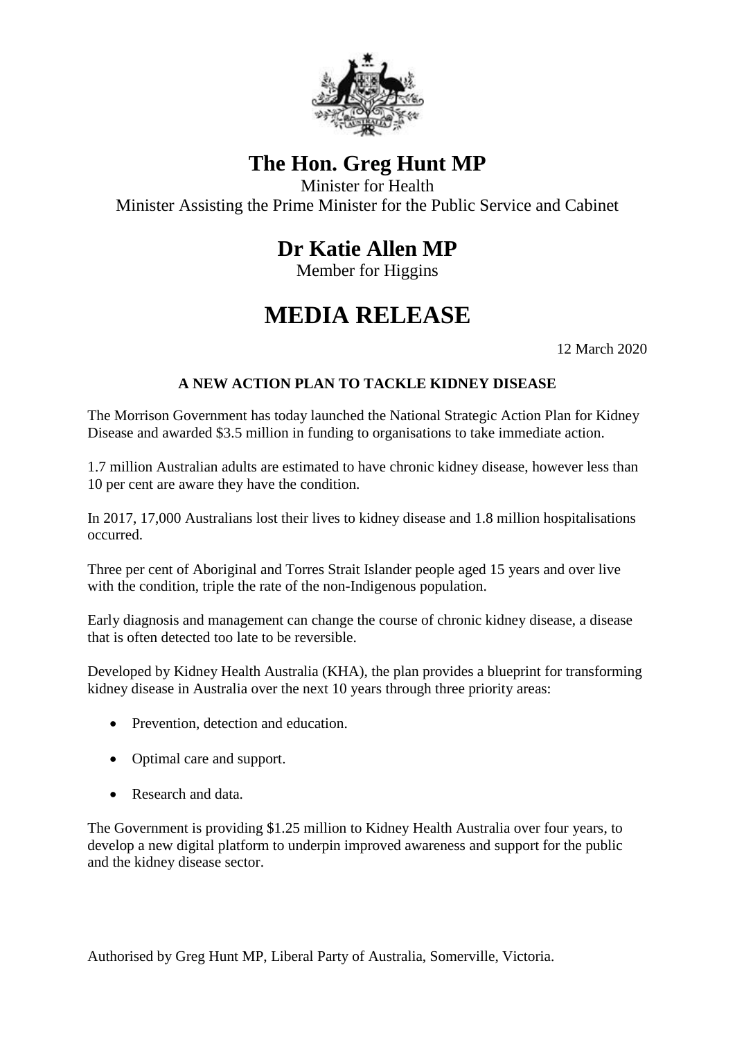# The Hon. Greg Hunt MP

Minister for Health

Minister Assisting the Prime Minister for the Public Service and Cabinet

# Dr Katie Allen MP

Member for Higgins

# MEDIA RELEASE

12 March 2020

## A NEW ACTION PLAN TO TACKLE KIDNEY DISEASE

The Morrison Government has today launched the National Strategic Action Plan for Kidney Disease and awarded $3.5 million in funding to organisations to take immediate action.

1.7 million Australian adults are estimated to have chronic kidney disease, however less than 10 per cent are aware they have the condition.

In 2017, 17,000 Australians lost their lives to kidney disease and 1.8 million hospitalisations occurred.

Three per cent of Aboriginal and Torres Strait Islander people aged 15 years and over live with the condition, triple the rate of the non-Indigenous population.

Early diagnosis and management can change the course of chronic kidney disease, a disease that is often detected too late to be reversible.

Developed by Kidney Health Australia (KHA), the plan provides a blueprint for transforming kidney disease in Australia over the next 10 years through three priority areas:

- Prevention, detection and education.
- Optimal care and support.
- Research and data.

The Government is providing $1.25 million to Kidney Health Australia over four years, to develop a new digital platform to underpin improved awareness and support for the public and the kidney disease sector.

Authorised by Greg Hunt MP, Liberal Party of Australia, Somerville, Victoria.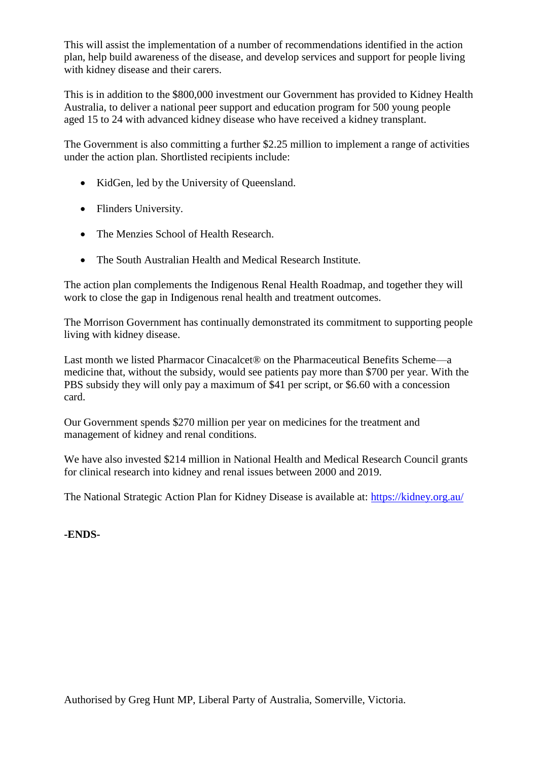This will assist the implementation of a number of recommendations identified in the action plan, help build awareness of the disease, and develop services and support for people living with kidney disease and their carers.

This is in addition to the $800,000 investment our Government has provided to Kidney Health Australia, to deliver a national peer support and education program for 500 young people aged 15 to 24 with advanced kidney disease who have received a kidney transplant.

The Government is also committing a further $2.25 million to implement a range of activities under the action plan. Shortlisted recipients include:

- KidGen, led by the University of Queensland.
- Flinders University.
- The Menzies School of Health Research.
- The South Australian Health and Medical Research Institute.

The action plan complements the Indigenous Renal Health Roadmap, and together they will work to close the gap in Indigenous renal health and treatment outcomes.

The Morrison Government has continually demonstrated its commitment to supporting people living with kidney disease.

Last month we listed Pharmacor Cinacalcet® on the Pharmaceutical Benefits Scheme—a medicine that, without the subsidy, would see patients pay more than $700 per year. With the PBS subsidy they will only pay a maximum of $41 per script, or $6.60 with a concession card.

Our Government spends $270 million per year on medicines for the treatment and management of kidney and renal conditions.

We have also invested $214 million in National Health and Medical Research Council grants for clinical research into kidney and renal issues between 2000 and 2019.

The National Strategic Action Plan for Kidney Disease is available at: [https://kidney.org.au/](https://kidney.org.au/)

**-ENDS-**

Authorised by Greg Hunt MP, Liberal Party of Australia, Somerville, Victoria.